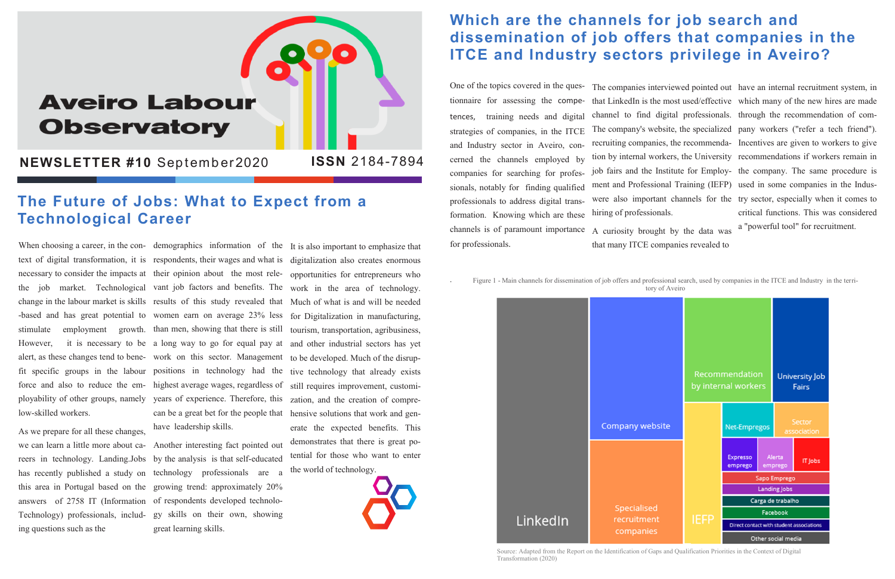# Aveiro Labour Observatory

**NEWSLETTER #10** September2020 **ISSN** 2184-7894

## The Future of Jobs: What to Expect from a Technological Career

When choosing a career, in the context of digital transformation, it is necessary to consider the impacts at the job market. Technological change in the labour market is skills-based and has great potential to stimulate employment growth. However, it is necessary to be alert, as these changes tend to benefit specific groups in the labour force and also to reduce the employability of other groups, namely low-skilled workers.

As we prepare for all these changes, we can learn a little more about careers in technology. Landing.Jobs has recently published a study on this area in Portugal based on the answers of 2758 IT (Information Technology) professionals, including questions such as the demographics information of the respondents, their wages and what is their opinion about the most relevant job factors and benefits. The results of this study revealed that women earn on average 23% less than men, showing that there is still a long way to go for equal pay at work on this sector. Management positions in technology had the highest average wages, regardless of years of experience. Therefore, this can be a great bet for the people that have leadership skills.

Another interesting fact pointed out by the analysis is that self-educated technology professionals are a growing trend: approximately 20% of respondents developed technology skills on their own, showing great learning skills.

It is also important to emphasize that digitalization also creates enormous opportunities for entrepreneurs who work in the area of technology. Much of what is and will be needed for Digitalization in manufacturing, tourism, transportation, agribusiness, and other industrial sectors has yet to be developed. Much of the disruptive technology that already exists still requires improvement, customization, and the creation of comprehensive solutions that work and generate the expected benefits. This demonstrates that there is great potential for those who want to enter the world of technology.

## Which are the channels for job search and dissemination of job offers that companies in the ITCE and Industry sectors privilege in Aveiro?

One of the topics covered in the questionnaire for assessing the competences, training needs and digital strategies of companies, in the ITCE and Industry sector in Aveiro, concerned the channels employed by companies for searching for professionals, notably for finding qualified professionals to address digital transformation. Knowing which are these channels is of paramount importance for professionals.

The companies interviewed pointed out that LinkedIn is the most used/effective channel to find digital professionals. The company's website, the specialized recruiting companies, the recommendation by internal workers, the University job fairs and the Institute for Employment and Professional Training (IEFP) were also important channels for the hiring of professionals.

A curiosity brought by the data was that many ITCE companies revealed to have an internal recruitment system, in which many of the new hires are made through the recommendation of company workers ("refer a tech friend"). Incentives are given to workers to give recommendations if workers remain in the company. The same procedure is used in some companies in the Industry sector, especially when it comes to critical functions. This was considered a "powerful tool" for recruitment.

Figure 1 - Main channels for dissemination of job offers and professional search, used by companies in the ITCE and Industry in the territory of Aveiro

LinkedIn; Company website; Specialised recruitment companies; Recommendation by internal workers; University Job Fairs; IEFP; Net-Empregos; Sector association; Expresso emprego; Alerta emprego; IT Jobs; Sapo Emprego; Landing Jobs; Carga de trabalho; Facebook; Direct contact with student associations; Other social media

Source: Adapted from the Report on the Identification of Gaps and Qualification Priorities in the Context of Digital Transformation (2020)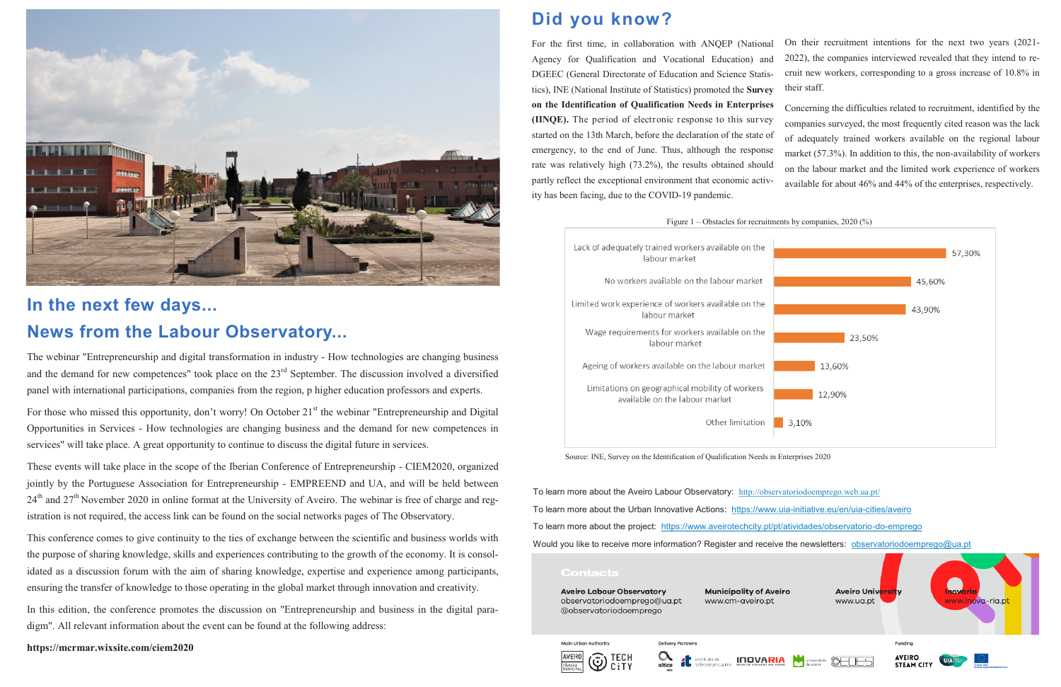## In the next few days...

## News from the Labour Observatory...

The webinar "Entrepreneurship and digital transformation in industry - How technologies are changing business and the demand for new competences" took place on the 23rd September. The discussion involved a diversified panel with international participations, companies from the region, p higher education professors and experts.

For those who missed this opportunity, don't worry! On October 21st the webinar "Entrepreneurship and Digital Opportunities in Services - How technologies are changing business and the demand for new competences in services" will take place. A great opportunity to continue to discuss the digital future in services.

These events will take place in the scope of the Iberian Conference of Entrepreneurship - CIEM2020, organized jointly by the Portuguese Association for Entrepreneurship - EMPREEND and UA, and will be held between 24th and 27th November 2020 in online format at the University of Aveiro. The webinar is free of charge and registration is not required, the access link can be found on the social networks pages of The Observatory.

This conference comes to give continuity to the ties of exchange between the scientific and business worlds with the purpose of sharing knowledge, skills and experiences contributing to the growth of the economy. It is consolidated as a discussion forum with the aim of sharing knowledge, expertise and experience among participants, ensuring the transfer of knowledge to those operating in the global market through innovation and creativity.

In this edition, the conference promotes the discussion on "Entrepreneurship and business in the digital paradigm". All relevant information about the event can be found at the following address:

**https://mcrmar.wixsite.com/ciem2020**

## Did you know?

For the first time, in collaboration with ANQEP (National Agency for Qualification and Vocational Education) and DGEEC (General Directorate of Education and Science Statistics), INE (National Institute of Statistics) promoted the **Survey on the Identification of Qualification Needs in Enterprises (IINQE).** The period of electronic response to this survey started on the 13th March, before the declaration of the state of emergency, to the end of June. Thus, although the response rate was relatively high (73.2%), the results obtained should partly reflect the exceptional environment that economic activity has been facing, due to the COVID-19 pandemic.

On their recruitment intentions for the next two years (2021-2022), the companies interviewed revealed that they intend to recruit new workers, corresponding to a gross increase of 10.8% in their staff.

Concerning the difficulties related to recruitment, identified by the companies surveyed, the most frequently cited reason was the lack of adequately trained workers available on the regional labour market (57.3%). In addition to this, the non-availability of workers on the labour market and the limited work experience of workers available for about 46% and 44% of the enterprises, respectively.

Figure 1 – Obstacles for recruitments by companies, 2020 (%)

Lack of adequately trained workers available on the labour market 57,30%
No workers available on the labour market 45,60%
Limited work experience of workers available on the labour market 43,90%
Wage requirements for workers available on the labour market 23,50%
Ageing of workers available on the labour market 13,60%
Limitations on geographical mobility of workers available on the labour market 12,90%
Other limitation 3,10%

Source: INE, Survey on the Identification of Qualification Needs in Enterprises 2020

To learn more about the Aveiro Labour Observatory: http://observatoriodoemprego.web.ua.pt/

To learn more about the Urban Innovative Actions: https://www.uia-initiative.eu/en/uia-cities/aveiro

To learn more about the project: https://www.aveirotechcity.pt/pt/atividades/observatorio-do-emprego

Would you like to receive more information? Register and receive the newsletters: observatoriodoemprego@ua.pt

**Contacts**

**Aveiro Labour Observatory**
observatoriodoemprego@ua.pt
@observatoriodoemprego

**Municipality of Aveiro**
www.cm-aveiro.pt

**Aveiro University**
www.ua.pt

**Inovaria**
www.inova-ria.pt

Main Urban Authority — Delivery Partners — Funding